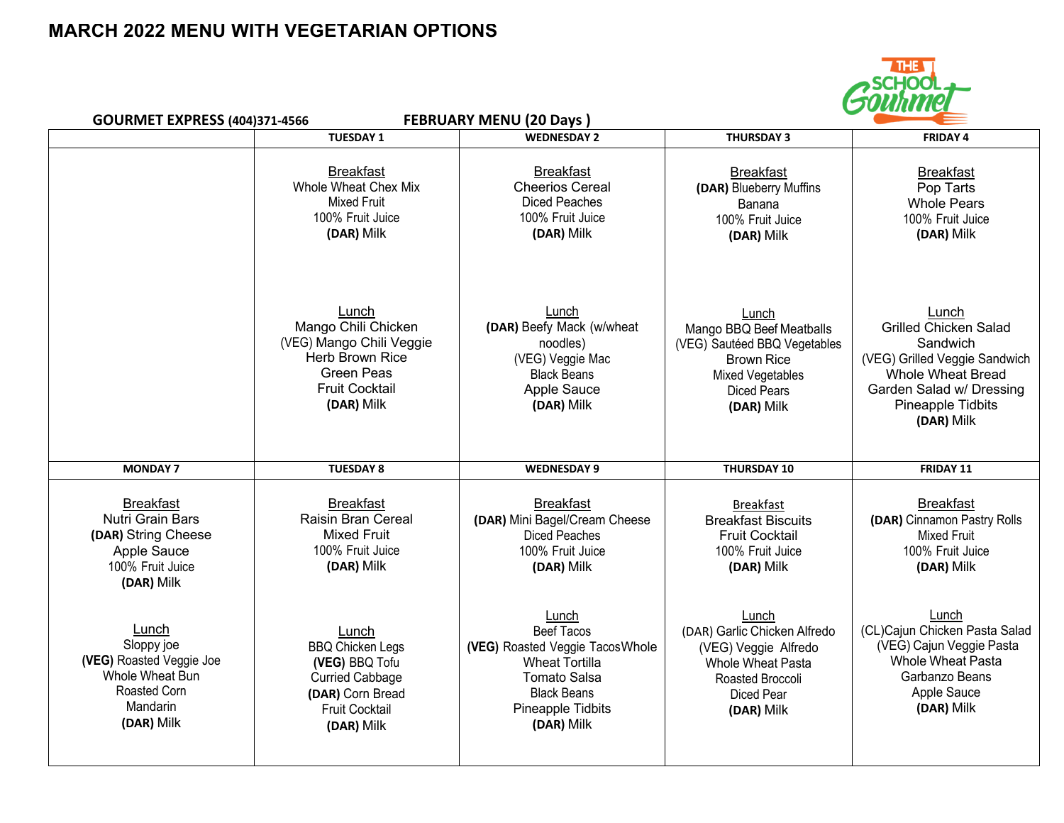# MARCH 2022 MENU WITH VEGETARIAN OPTIONS

**GOURMET EXPRESS (404)371-4566** **FEBRUARY MENU (20 Days )**

| | TUESDAY 1 | WEDNESDAY 2 | THURSDAY 3 | FRIDAY 4 |
|---|---|---|---|---|
| | Breakfast<br>Whole Wheat Chex Mix<br>Mixed Fruit<br>100% Fruit Juice<br>**(DAR)** Milk<br><br>Lunch<br>Mango Chili Chicken<br>(VEG) Mango Chili Veggie<br>Herb Brown Rice<br>Green Peas<br>Fruit Cocktail<br>**(DAR)** Milk | Breakfast<br>Cheerios Cereal<br>Diced Peaches<br>100% Fruit Juice<br>**(DAR)** Milk<br><br>Lunch<br>**(DAR)** Beefy Mack (w/wheat noodles)<br>(VEG) Veggie Mac<br>Black Beans<br>Apple Sauce<br>**(DAR)** Milk | Breakfast<br>**(DAR)** Blueberry Muffins<br>Banana<br>100% Fruit Juice<br>**(DAR)** Milk<br><br>Lunch<br>Mango BBQ Beef Meatballs<br>(VEG) Sautéed BBQ Vegetables<br>Brown Rice<br>Mixed Vegetables<br>Diced Pears<br>**(DAR)** Milk | Breakfast<br>Pop Tarts<br>Whole Pears<br>100% Fruit Juice<br>**(DAR)** Milk<br><br>Lunch<br>Grilled Chicken Salad Sandwich<br>(VEG) Grilled Veggie Sandwich<br>Whole Wheat Bread<br>Garden Salad w/ Dressing<br>Pineapple Tidbits<br>**(DAR)** Milk |
| **MONDAY 7** | **TUESDAY 8** | **WEDNESDAY 9** | **THURSDAY 10** | **FRIDAY 11** |
| Breakfast<br>Nutri Grain Bars<br>**(DAR)** String Cheese<br>Apple Sauce<br>100% Fruit Juice<br>**(DAR)** Milk<br><br>Lunch<br>Sloppy joe<br>**(VEG)** Roasted Veggie Joe<br>Whole Wheat Bun<br>Roasted Corn<br>Mandarin<br>**(DAR)** Milk | Breakfast<br>Raisin Bran Cereal<br>Mixed Fruit<br>100% Fruit Juice<br>**(DAR)** Milk<br><br>Lunch<br>BBQ Chicken Legs<br>**(VEG)** BBQ Tofu<br>Curried Cabbage<br>**(DAR)** Corn Bread<br>Fruit Cocktail<br>**(DAR)** Milk | Breakfast<br>**(DAR)** Mini Bagel/Cream Cheese<br>Diced Peaches<br>100% Fruit Juice<br>**(DAR)** Milk<br><br>Lunch<br>Beef Tacos<br>**(VEG)** Roasted Veggie TacosWhole Wheat Tortilla<br>Tomato Salsa<br>Black Beans<br>Pineapple Tidbits<br>**(DAR)** Milk | Breakfast<br>Breakfast Biscuits<br>Fruit Cocktail<br>100% Fruit Juice<br>**(DAR)** Milk<br><br>Lunch<br>(DAR) Garlic Chicken Alfredo<br>(VEG) Veggie Alfredo<br>Whole Wheat Pasta<br>Roasted Broccoli<br>Diced Pear<br>**(DAR)** Milk | Breakfast<br>**(DAR)** Cinnamon Pastry Rolls<br>Mixed Fruit<br>100% Fruit Juice<br>**(DAR)** Milk<br><br>Lunch<br>(CL)Cajun Chicken Pasta Salad<br>(VEG) Cajun Veggie Pasta<br>Whole Wheat Pasta<br>Garbanzo Beans<br>Apple Sauce<br>**(DAR)** Milk |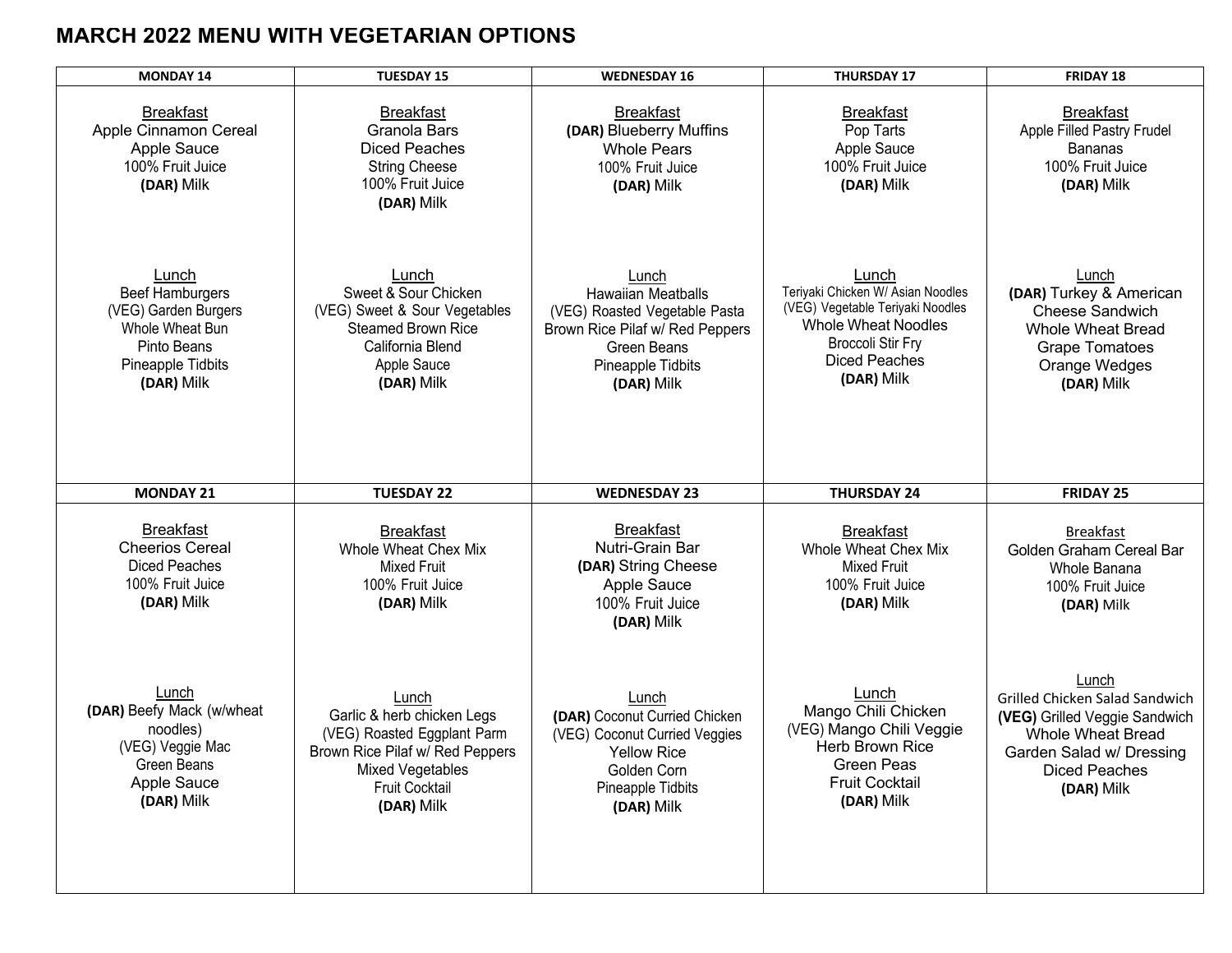# MARCH 2022 MENU WITH VEGETARIAN OPTIONS

| MONDAY 14 | TUESDAY 15 | WEDNESDAY 16 | THURSDAY 17 | FRIDAY 18 |
|---|---|---|---|---|
| Breakfast<br>Apple Cinnamon Cereal<br>Apple Sauce<br>100% Fruit Juice<br>**(DAR)** Milk<br><br>Lunch<br>Beef Hamburgers<br>(VEG) Garden Burgers<br>Whole Wheat Bun<br>Pinto Beans<br>Pineapple Tidbits<br>**(DAR)** Milk | Breakfast<br>Granola Bars<br>Diced Peaches<br>String Cheese<br>100% Fruit Juice<br>**(DAR)** Milk<br><br>Lunch<br>Sweet & Sour Chicken<br>(VEG) Sweet & Sour Vegetables<br>Steamed Brown Rice<br>California Blend<br>Apple Sauce<br>**(DAR)** Milk | Breakfast<br>**(DAR)** Blueberry Muffins<br>Whole Pears<br>100% Fruit Juice<br>**(DAR)** Milk<br><br>Lunch<br>Hawaiian Meatballs<br>(VEG) Roasted Vegetable Pasta<br>Brown Rice Pilaf w/ Red Peppers<br>Green Beans<br>Pineapple Tidbits<br>**(DAR)** Milk | Breakfast<br>Pop Tarts<br>Apple Sauce<br>100% Fruit Juice<br>**(DAR)** Milk<br><br>Lunch<br>Teriyaki Chicken W/ Asian Noodles<br>(VEG) Vegetable Teriyaki Noodles<br>Whole Wheat Noodles<br>Broccoli Stir Fry<br>Diced Peaches<br>**(DAR)** Milk | Breakfast<br>Apple Filled Pastry Frudel<br>Bananas<br>100% Fruit Juice<br>**(DAR)** Milk<br><br>Lunch<br>**(DAR)** Turkey & American Cheese Sandwich<br>Whole Wheat Bread<br>Grape Tomatoes<br>Orange Wedges<br>**(DAR)** Milk |
| **MONDAY 21** | **TUESDAY 22** | **WEDNESDAY 23** | **THURSDAY 24** | **FRIDAY 25** |
| Breakfast<br>Cheerios Cereal<br>Diced Peaches<br>100% Fruit Juice<br>**(DAR)** Milk<br><br>Lunch<br>**(DAR)** Beefy Mack (w/wheat noodles)<br>(VEG) Veggie Mac<br>Green Beans<br>Apple Sauce<br>**(DAR)** Milk | Breakfast<br>Whole Wheat Chex Mix<br>Mixed Fruit<br>100% Fruit Juice<br>**(DAR)** Milk<br><br>Lunch<br>Garlic & herb chicken Legs<br>(VEG) Roasted Eggplant Parm<br>Brown Rice Pilaf w/ Red Peppers<br>Mixed Vegetables<br>Fruit Cocktail<br>**(DAR)** Milk | Breakfast<br>Nutri-Grain Bar<br>**(DAR)** String Cheese<br>Apple Sauce<br>100% Fruit Juice<br>**(DAR)** Milk<br><br>Lunch<br>**(DAR)** Coconut Curried Chicken<br>(VEG) Coconut Curried Veggies<br>Yellow Rice<br>Golden Corn<br>Pineapple Tidbits<br>**(DAR)** Milk | Breakfast<br>Whole Wheat Chex Mix<br>Mixed Fruit<br>100% Fruit Juice<br>**(DAR)** Milk<br><br>Lunch<br>Mango Chili Chicken<br>(VEG) Mango Chili Veggie<br>Herb Brown Rice<br>Green Peas<br>Fruit Cocktail<br>**(DAR)** Milk | Breakfast<br>Golden Graham Cereal Bar<br>Whole Banana<br>100% Fruit Juice<br>**(DAR)** Milk<br><br>Lunch<br>Grilled Chicken Salad Sandwich<br>**(VEG)** Grilled Veggie Sandwich<br>Whole Wheat Bread<br>Garden Salad w/ Dressing<br>Diced Peaches<br>**(DAR)** Milk |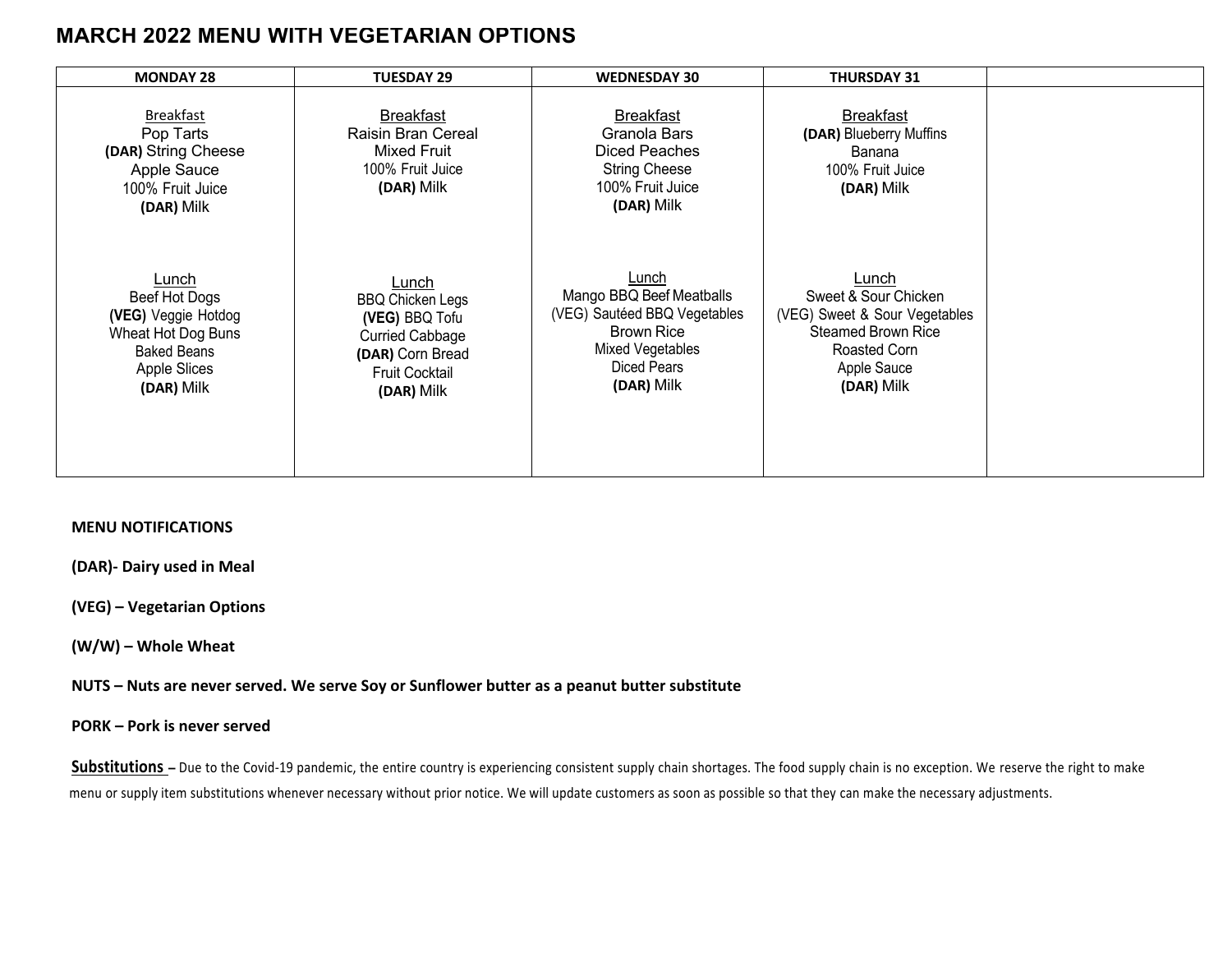# MARCH 2022 MENU WITH VEGETARIAN OPTIONS

| MONDAY 28 | TUESDAY 29 | WEDNESDAY 30 | THURSDAY 31 | |
|---|---|---|---|---|
| Breakfast<br>Pop Tarts<br>**(DAR)** String Cheese<br>Apple Sauce<br>100% Fruit Juice<br>**(DAR)** Milk<br><br>Lunch<br>Beef Hot Dogs<br>**(VEG)** Veggie Hotdog<br>Wheat Hot Dog Buns<br>Baked Beans<br>Apple Slices<br>**(DAR)** Milk | Breakfast<br>Raisin Bran Cereal<br>Mixed Fruit<br>100% Fruit Juice<br>**(DAR)** Milk<br><br>Lunch<br>BBQ Chicken Legs<br>**(VEG)** BBQ Tofu<br>Curried Cabbage<br>**(DAR)** Corn Bread<br>Fruit Cocktail<br>**(DAR)** Milk | Breakfast<br>Granola Bars<br>Diced Peaches<br>String Cheese<br>100% Fruit Juice<br>**(DAR)** Milk<br><br>Lunch<br>Mango BBQ Beef Meatballs<br>(VEG) Sautéed BBQ Vegetables<br>Brown Rice<br>Mixed Vegetables<br>Diced Pears<br>**(DAR)** Milk | Breakfast<br>**(DAR)** Blueberry Muffins<br>Banana<br>100% Fruit Juice<br>**(DAR)** Milk<br><br>Lunch<br>Sweet & Sour Chicken<br>(VEG) Sweet & Sour Vegetables<br>Steamed Brown Rice<br>Roasted Corn<br>Apple Sauce<br>**(DAR)** Milk | |

**MENU NOTIFICATIONS**

**(DAR)- Dairy used in Meal**

**(VEG) – Vegetarian Options**

**(W/W) – Whole Wheat**

**NUTS – Nuts are never served. We serve Soy or Sunflower butter as a peanut butter substitute**

**PORK – Pork is never served**

**Substitutions –** Due to the Covid-19 pandemic, the entire country is experiencing consistent supply chain shortages. The food supply chain is no exception. We reserve the right to make menu or supply item substitutions whenever necessary without prior notice. We will update customers as soon as possible so that they can make the necessary adjustments.